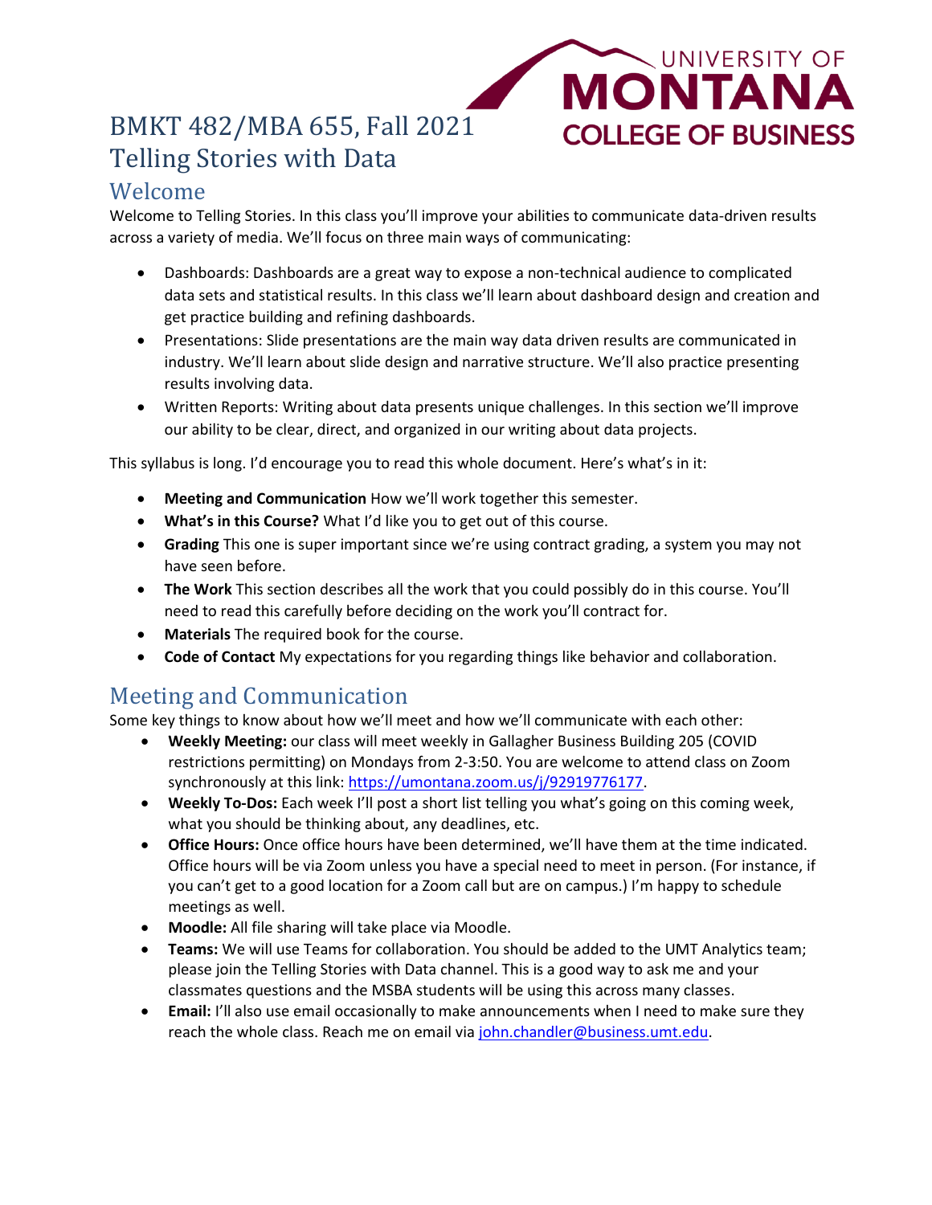# BMKT 482/MBA 655, Fall 2021
# Telling Stories with Data

## Welcome

Welcome to Telling Stories. In this class you'll improve your abilities to communicate data-driven results across a variety of media. We'll focus on three main ways of communicating:

- Dashboards: Dashboards are a great way to expose a non-technical audience to complicated data sets and statistical results. In this class we'll learn about dashboard design and creation and get practice building and refining dashboards.
- Presentations: Slide presentations are the main way data driven results are communicated in industry. We'll learn about slide design and narrative structure. We'll also practice presenting results involving data.
- Written Reports: Writing about data presents unique challenges. In this section we'll improve our ability to be clear, direct, and organized in our writing about data projects.

This syllabus is long. I'd encourage you to read this whole document. Here's what's in it:

- **Meeting and Communication** How we'll work together this semester.
- **What's in this Course?** What I'd like you to get out of this course.
- **Grading** This one is super important since we're using contract grading, a system you may not have seen before.
- **The Work** This section describes all the work that you could possibly do in this course. You'll need to read this carefully before deciding on the work you'll contract for.
- **Materials** The required book for the course.
- **Code of Contact** My expectations for you regarding things like behavior and collaboration.

## Meeting and Communication

Some key things to know about how we'll meet and how we'll communicate with each other:

- **Weekly Meeting:** our class will meet weekly in Gallagher Business Building 205 (COVID restrictions permitting) on Mondays from 2-3:50. You are welcome to attend class on Zoom synchronously at this link: [https://umontana.zoom.us/j/92919776177](https://umontana.zoom.us/j/92919776177).
- **Weekly To-Dos:** Each week I'll post a short list telling you what's going on this coming week, what you should be thinking about, any deadlines, etc.
- **Office Hours:** Once office hours have been determined, we'll have them at the time indicated. Office hours will be via Zoom unless you have a special need to meet in person. (For instance, if you can't get to a good location for a Zoom call but are on campus.) I'm happy to schedule meetings as well.
- **Moodle:** All file sharing will take place via Moodle.
- **Teams:** We will use Teams for collaboration. You should be added to the UMT Analytics team; please join the Telling Stories with Data channel. This is a good way to ask me and your classmates questions and the MSBA students will be using this across many classes.
- **Email:** I'll also use email occasionally to make announcements when I need to make sure they reach the whole class. Reach me on email via [john.chandler@business.umt.edu](mailto:john.chandler@business.umt.edu).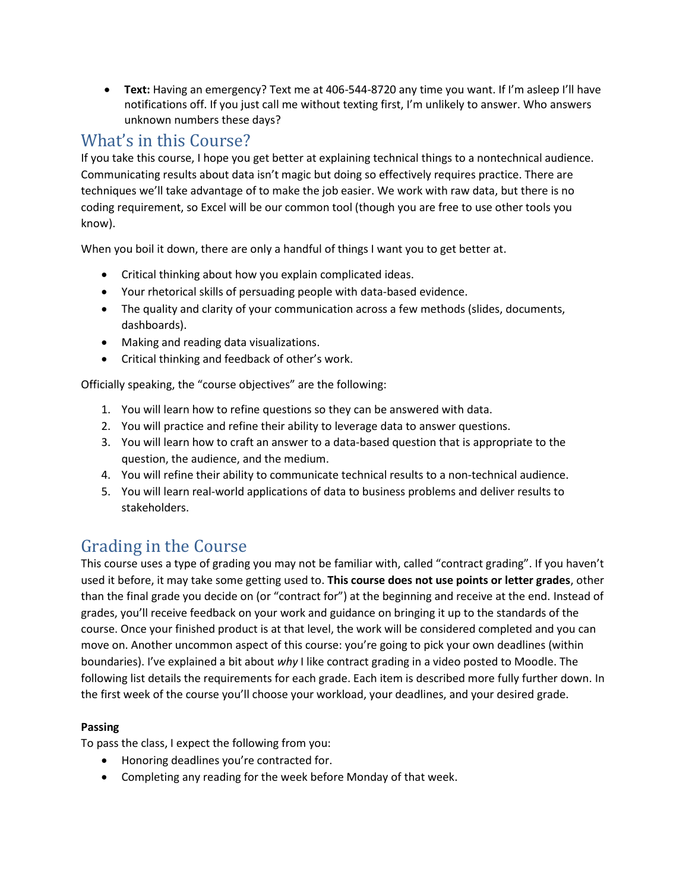- **Text:** Having an emergency? Text me at 406-544-8720 any time you want. If I'm asleep I'll have notifications off. If you just call me without texting first, I'm unlikely to answer. Who answers unknown numbers these days?

## What's in this Course?

If you take this course, I hope you get better at explaining technical things to a nontechnical audience. Communicating results about data isn't magic but doing so effectively requires practice. There are techniques we'll take advantage of to make the job easier. We work with raw data, but there is no coding requirement, so Excel will be our common tool (though you are free to use other tools you know).

When you boil it down, there are only a handful of things I want you to get better at.

- Critical thinking about how you explain complicated ideas.
- Your rhetorical skills of persuading people with data-based evidence.
- The quality and clarity of your communication across a few methods (slides, documents, dashboards).
- Making and reading data visualizations.
- Critical thinking and feedback of other's work.

Officially speaking, the "course objectives" are the following:

1. You will learn how to refine questions so they can be answered with data.
2. You will practice and refine their ability to leverage data to answer questions.
3. You will learn how to craft an answer to a data-based question that is appropriate to the question, the audience, and the medium.
4. You will refine their ability to communicate technical results to a non-technical audience.
5. You will learn real-world applications of data to business problems and deliver results to stakeholders.

## Grading in the Course

This course uses a type of grading you may not be familiar with, called "contract grading". If you haven't used it before, it may take some getting used to. **This course does not use points or letter grades**, other than the final grade you decide on (or "contract for") at the beginning and receive at the end. Instead of grades, you'll receive feedback on your work and guidance on bringing it up to the standards of the course. Once your finished product is at that level, the work will be considered completed and you can move on. Another uncommon aspect of this course: you're going to pick your own deadlines (within boundaries). I've explained a bit about *why* I like contract grading in a video posted to Moodle. The following list details the requirements for each grade. Each item is described more fully further down. In the first week of the course you'll choose your workload, your deadlines, and your desired grade.

**Passing**

To pass the class, I expect the following from you:

- Honoring deadlines you're contracted for.
- Completing any reading for the week before Monday of that week.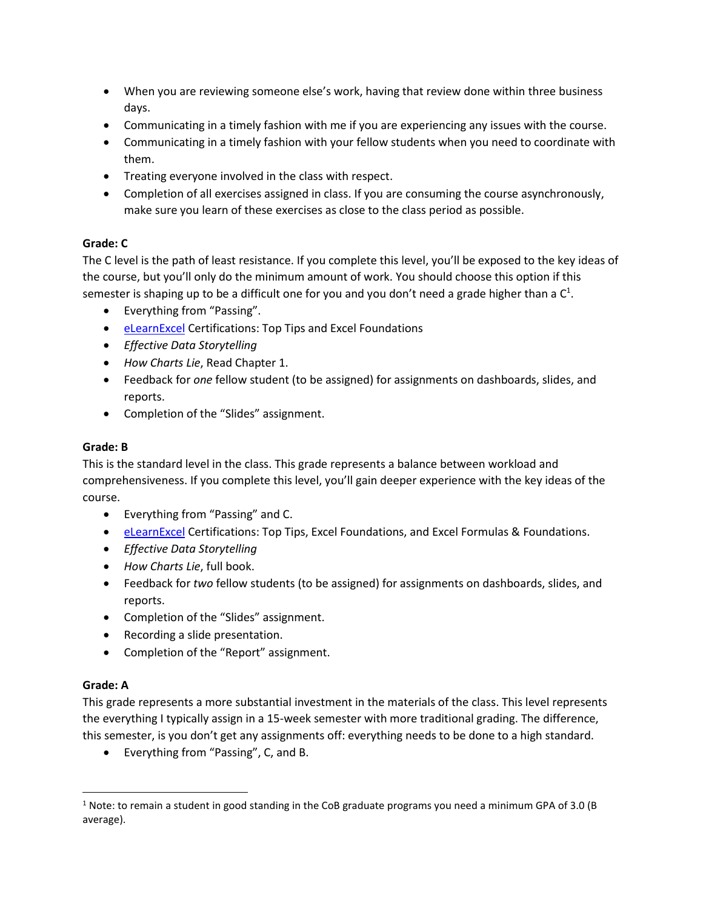- When you are reviewing someone else's work, having that review done within three business days.
- Communicating in a timely fashion with me if you are experiencing any issues with the course.
- Communicating in a timely fashion with your fellow students when you need to coordinate with them.
- Treating everyone involved in the class with respect.
- Completion of all exercises assigned in class. If you are consuming the course asynchronously, make sure you learn of these exercises as close to the class period as possible.

**Grade: C**

The C level is the path of least resistance. If you complete this level, you'll be exposed to the key ideas of the course, but you'll only do the minimum amount of work. You should choose this option if this semester is shaping up to be a difficult one for you and you don't need a grade higher than a C[1].

- Everything from "Passing".
- eLearnExcel Certifications: Top Tips and Excel Foundations
- *Effective Data Storytelling*
- *How Charts Lie*, Read Chapter 1.
- Feedback for *one* fellow student (to be assigned) for assignments on dashboards, slides, and reports.
- Completion of the "Slides" assignment.

**Grade: B**

This is the standard level in the class. This grade represents a balance between workload and comprehensiveness. If you complete this level, you'll gain deeper experience with the key ideas of the course.

- Everything from "Passing" and C.
- eLearnExcel Certifications: Top Tips, Excel Foundations, and Excel Formulas & Foundations.
- *Effective Data Storytelling*
- *How Charts Lie*, full book.
- Feedback for *two* fellow students (to be assigned) for assignments on dashboards, slides, and reports.
- Completion of the "Slides" assignment.
- Recording a slide presentation.
- Completion of the "Report" assignment.

**Grade: A**

This grade represents a more substantial investment in the materials of the class. This level represents the everything I typically assign in a 15-week semester with more traditional grading. The difference, this semester, is you don't get any assignments off: everything needs to be done to a high standard.

- Everything from "Passing", C, and B.

---

[1] Note: to remain a student in good standing in the CoB graduate programs you need a minimum GPA of 3.0 (B average).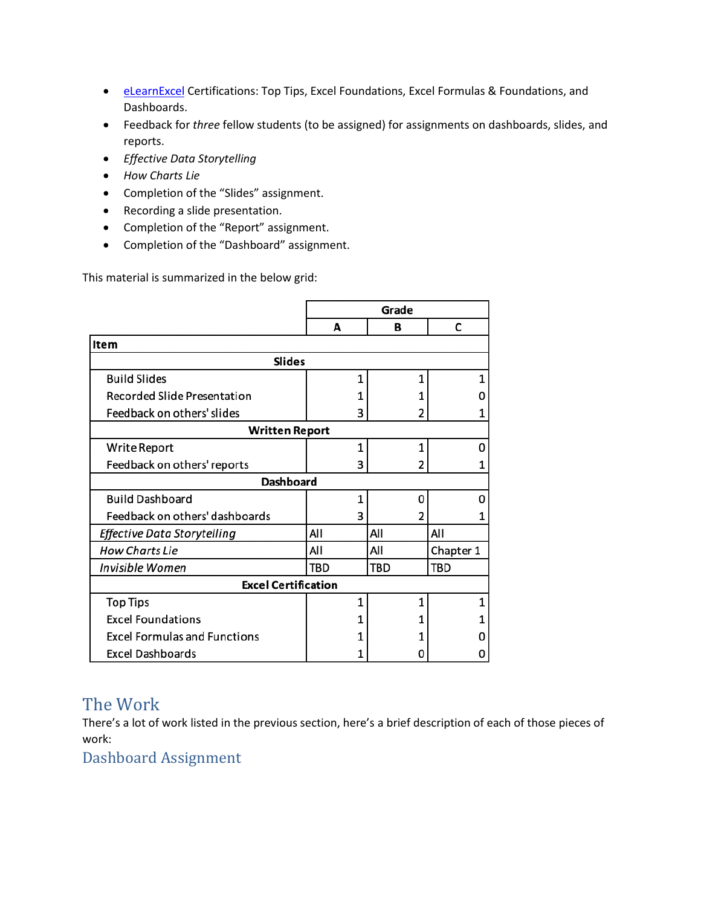- [eLearnExcel](eLearnExcel) Certifications: Top Tips, Excel Foundations, Excel Formulas & Foundations, and Dashboards.
- Feedback for *three* fellow students (to be assigned) for assignments on dashboards, slides, and reports.
- *Effective Data Storytelling*
- *How Charts Lie*
- Completion of the "Slides" assignment.
- Recording a slide presentation.
- Completion of the "Report" assignment.
- Completion of the "Dashboard" assignment.

This material is summarized in the below grid:

| | Grade | | |
|---|---|---|---|
| | **A** | **B** | **C** |
| **Item** | | | |
| **Slides** | | | |
| Build Slides | 1 | 1 | 1 |
| Recorded Slide Presentation | 1 | 1 | 0 |
| Feedback on others' slides | 3 | 2 | 1 |
| **Written Report** | | | |
| Write Report | 1 | 1 | 0 |
| Feedback on others' reports | 3 | 2 | 1 |
| **Dashboard** | | | |
| Build Dashboard | 1 | 0 | 0 |
| Feedback on others' dashboards | 3 | 2 | 1 |
| *Effective Data Storytelling* | All | All | All |
| *How Charts Lie* | All | All | Chapter 1 |
| *Invisible Women* | TBD | TBD | TBD |
| **Excel Certification** | | | |
| Top Tips | 1 | 1 | 1 |
| Excel Foundations | 1 | 1 | 1 |
| Excel Formulas and Functions | 1 | 1 | 0 |
| Excel Dashboards | 1 | 0 | 0 |

# The Work

There's a lot of work listed in the previous section, here's a brief description of each of those pieces of work:

## Dashboard Assignment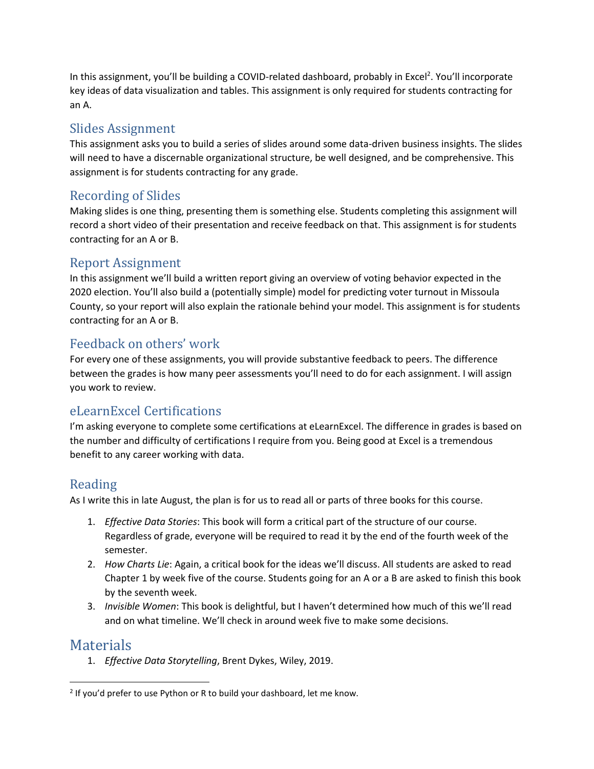In this assignment, you'll be building a COVID-related dashboard, probably in Excel[2]. You'll incorporate key ideas of data visualization and tables. This assignment is only required for students contracting for an A.

## Slides Assignment

This assignment asks you to build a series of slides around some data-driven business insights. The slides will need to have a discernable organizational structure, be well designed, and be comprehensive. This assignment is for students contracting for any grade.

## Recording of Slides

Making slides is one thing, presenting them is something else. Students completing this assignment will record a short video of their presentation and receive feedback on that. This assignment is for students contracting for an A or B.

## Report Assignment

In this assignment we'll build a written report giving an overview of voting behavior expected in the 2020 election. You'll also build a (potentially simple) model for predicting voter turnout in Missoula County, so your report will also explain the rationale behind your model. This assignment is for students contracting for an A or B.

## Feedback on others' work

For every one of these assignments, you will provide substantive feedback to peers. The difference between the grades is how many peer assessments you'll need to do for each assignment. I will assign you work to review.

## eLearnExcel Certifications

I'm asking everyone to complete some certifications at eLearnExcel. The difference in grades is based on the number and difficulty of certifications I require from you. Being good at Excel is a tremendous benefit to any career working with data.

## Reading

As I write this in late August, the plan is for us to read all or parts of three books for this course.

1. *Effective Data Stories*: This book will form a critical part of the structure of our course. Regardless of grade, everyone will be required to read it by the end of the fourth week of the semester.
2. *How Charts Lie*: Again, a critical book for the ideas we'll discuss. All students are asked to read Chapter 1 by week five of the course. Students going for an A or a B are asked to finish this book by the seventh week.
3. *Invisible Women*: This book is delightful, but I haven't determined how much of this we'll read and on what timeline. We'll check in around week five to make some decisions.

# Materials

1. *Effective Data Storytelling*, Brent Dykes, Wiley, 2019.

---

[2] If you'd prefer to use Python or R to build your dashboard, let me know.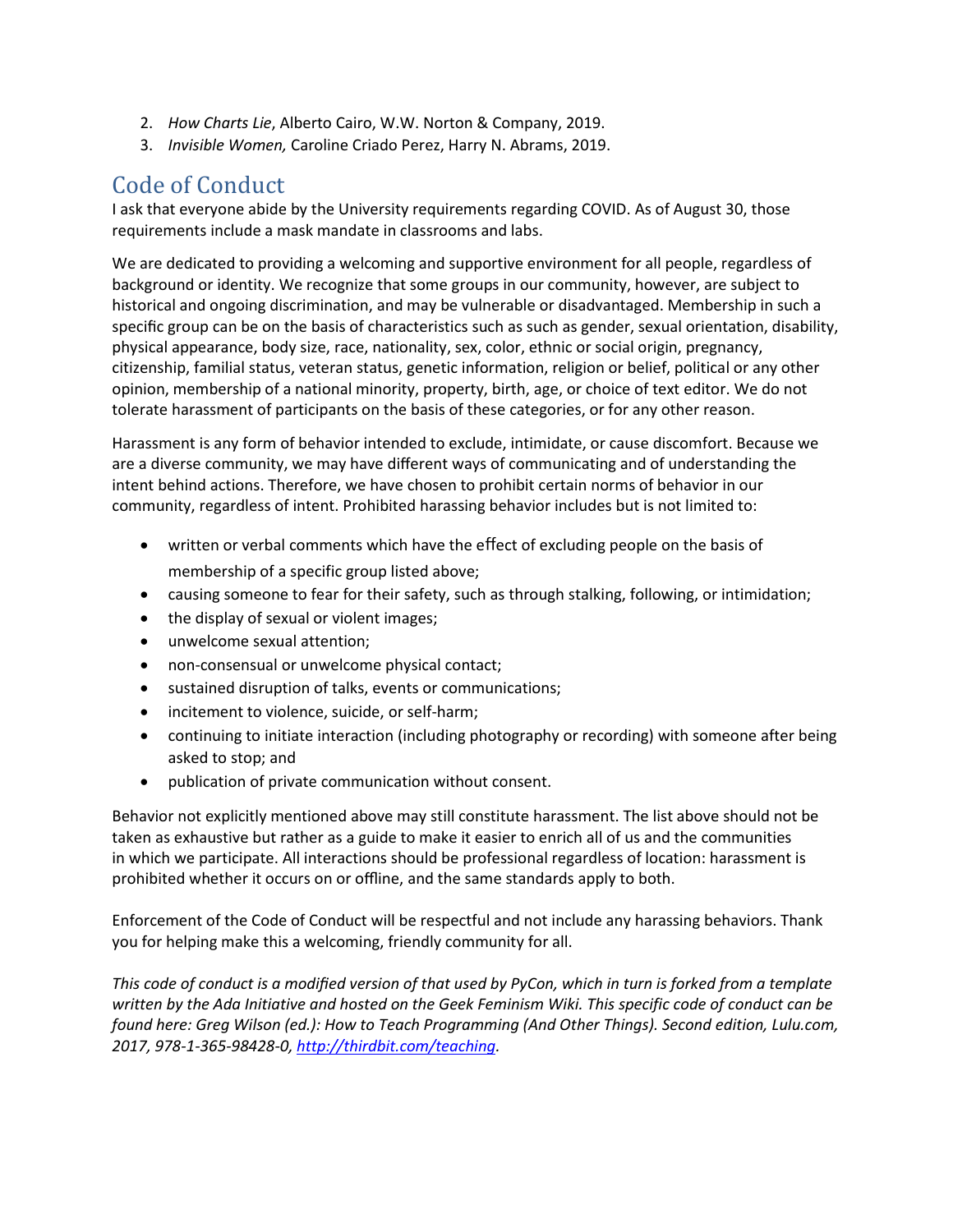2. *How Charts Lie*, Alberto Cairo, W.W. Norton & Company, 2019.
3. *Invisible Women,* Caroline Criado Perez, Harry N. Abrams, 2019.

## Code of Conduct

I ask that everyone abide by the University requirements regarding COVID. As of August 30, those requirements include a mask mandate in classrooms and labs.

We are dedicated to providing a welcoming and supportive environment for all people, regardless of background or identity. We recognize that some groups in our community, however, are subject to historical and ongoing discrimination, and may be vulnerable or disadvantaged. Membership in such a specific group can be on the basis of characteristics such as such as gender, sexual orientation, disability, physical appearance, body size, race, nationality, sex, color, ethnic or social origin, pregnancy, citizenship, familial status, veteran status, genetic information, religion or belief, political or any other opinion, membership of a national minority, property, birth, age, or choice of text editor. We do not tolerate harassment of participants on the basis of these categories, or for any other reason.

Harassment is any form of behavior intended to exclude, intimidate, or cause discomfort. Because we are a diverse community, we may have different ways of communicating and of understanding the intent behind actions. Therefore, we have chosen to prohibit certain norms of behavior in our community, regardless of intent. Prohibited harassing behavior includes but is not limited to:

- written or verbal comments which have the effect of excluding people on the basis of membership of a specific group listed above;
- causing someone to fear for their safety, such as through stalking, following, or intimidation;
- the display of sexual or violent images;
- unwelcome sexual attention;
- non-consensual or unwelcome physical contact;
- sustained disruption of talks, events or communications;
- incitement to violence, suicide, or self-harm;
- continuing to initiate interaction (including photography or recording) with someone after being asked to stop; and
- publication of private communication without consent.

Behavior not explicitly mentioned above may still constitute harassment. The list above should not be taken as exhaustive but rather as a guide to make it easier to enrich all of us and the communities in which we participate. All interactions should be professional regardless of location: harassment is prohibited whether it occurs on or offline, and the same standards apply to both.

Enforcement of the Code of Conduct will be respectful and not include any harassing behaviors. Thank you for helping make this a welcoming, friendly community for all.

*This code of conduct is a modified version of that used by PyCon, which in turn is forked from a template written by the Ada Initiative and hosted on the Geek Feminism Wiki. This specific code of conduct can be found here: Greg Wilson (ed.): How to Teach Programming (And Other Things). Second edition, Lulu.com, 2017, 978-1-365-98428-0, [http://thirdbit.com/teaching](http://thirdbit.com/teaching).*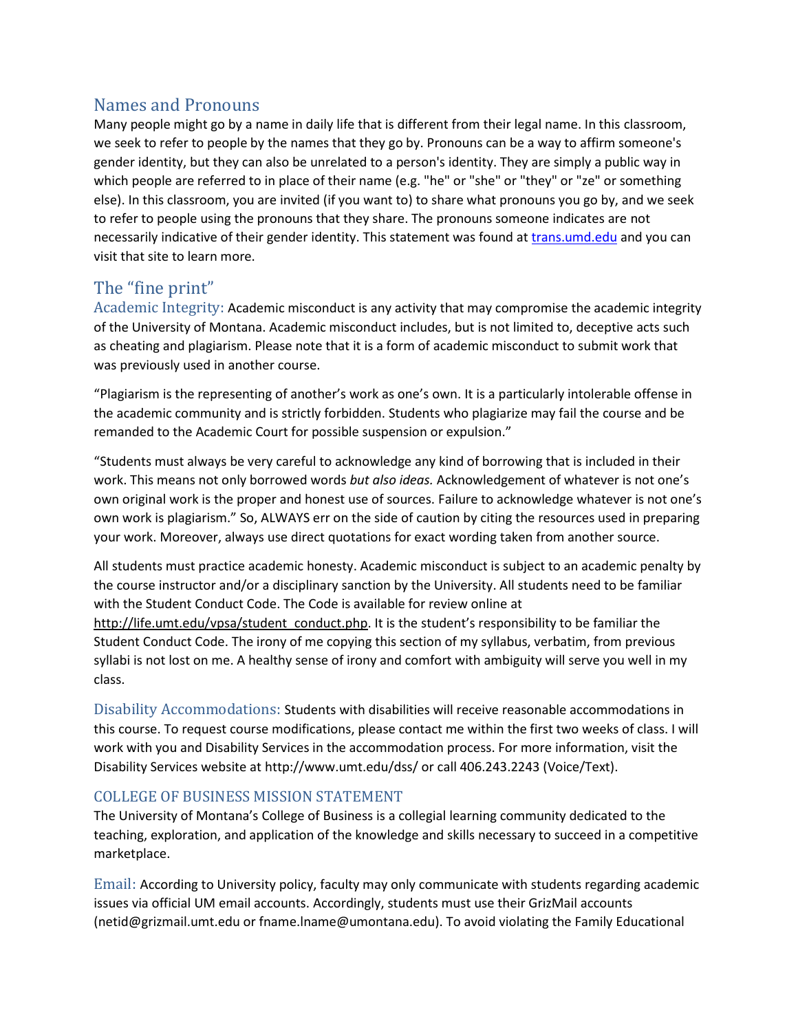## Names and Pronouns

Many people might go by a name in daily life that is different from their legal name. In this classroom, we seek to refer to people by the names that they go by. Pronouns can be a way to affirm someone's gender identity, but they can also be unrelated to a person's identity. They are simply a public way in which people are referred to in place of their name (e.g. "he" or "she" or "they" or "ze" or something else). In this classroom, you are invited (if you want to) to share what pronouns you go by, and we seek to refer to people using the pronouns that they share. The pronouns someone indicates are not necessarily indicative of their gender identity. This statement was found at [trans.umd.edu](trans.umd.edu) and you can visit that site to learn more.

## The "fine print"

### Academic Integrity:

Academic misconduct is any activity that may compromise the academic integrity of the University of Montana. Academic misconduct includes, but is not limited to, deceptive acts such as cheating and plagiarism. Please note that it is a form of academic misconduct to submit work that was previously used in another course.

"Plagiarism is the representing of another's work as one's own. It is a particularly intolerable offense in the academic community and is strictly forbidden. Students who plagiarize may fail the course and be remanded to the Academic Court for possible suspension or expulsion."

"Students must always be very careful to acknowledge any kind of borrowing that is included in their work. This means not only borrowed words *but also ideas.* Acknowledgement of whatever is not one's own original work is the proper and honest use of sources. Failure to acknowledge whatever is not one's own work is plagiarism." So, ALWAYS err on the side of caution by citing the resources used in preparing your work. Moreover, always use direct quotations for exact wording taken from another source.

All students must practice academic honesty. Academic misconduct is subject to an academic penalty by the course instructor and/or a disciplinary sanction by the University. All students need to be familiar with the Student Conduct Code. The Code is available for review online at http://life.umt.edu/vpsa/student_conduct.php. It is the student's responsibility to be familiar the Student Conduct Code. The irony of me copying this section of my syllabus, verbatim, from previous syllabi is not lost on me. A healthy sense of irony and comfort with ambiguity will serve you well in my class.

### Disability Accommodations:

Students with disabilities will receive reasonable accommodations in this course. To request course modifications, please contact me within the first two weeks of class. I will work with you and Disability Services in the accommodation process. For more information, visit the Disability Services website at http://www.umt.edu/dss/ or call 406.243.2243 (Voice/Text).

### COLLEGE OF BUSINESS MISSION STATEMENT

The University of Montana's College of Business is a collegial learning community dedicated to the teaching, exploration, and application of the knowledge and skills necessary to succeed in a competitive marketplace.

### Email:

According to University policy, faculty may only communicate with students regarding academic issues via official UM email accounts. Accordingly, students must use their GrizMail accounts (netid@grizmail.umt.edu or fname.lname@umontana.edu). To avoid violating the Family Educational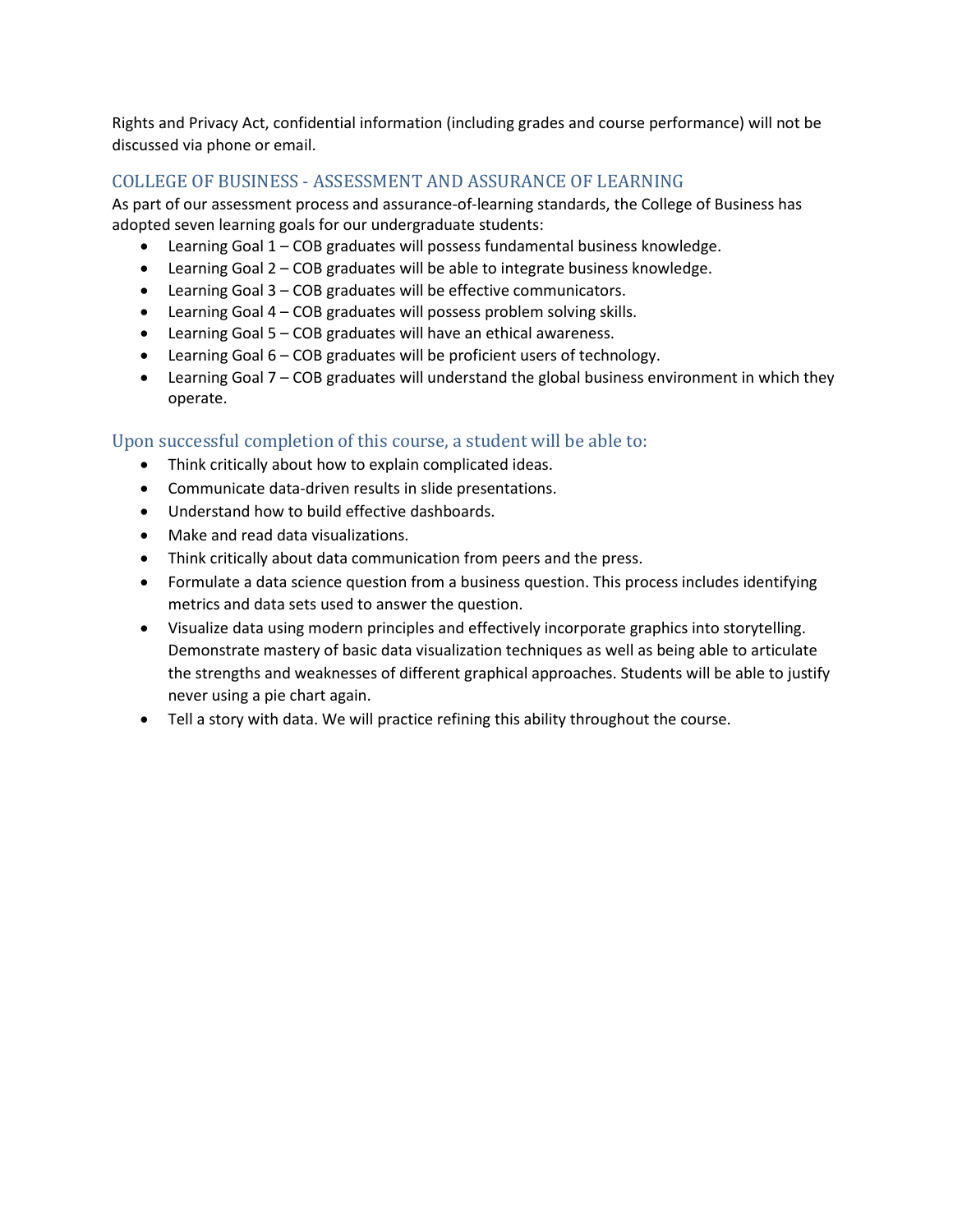Rights and Privacy Act, confidential information (including grades and course performance) will not be discussed via phone or email.

## COLLEGE OF BUSINESS - ASSESSMENT AND ASSURANCE OF LEARNING

As part of our assessment process and assurance-of-learning standards, the College of Business has adopted seven learning goals for our undergraduate students:

- Learning Goal 1 – COB graduates will possess fundamental business knowledge.
- Learning Goal 2 – COB graduates will be able to integrate business knowledge.
- Learning Goal 3 – COB graduates will be effective communicators.
- Learning Goal 4 – COB graduates will possess problem solving skills.
- Learning Goal 5 – COB graduates will have an ethical awareness.
- Learning Goal 6 – COB graduates will be proficient users of technology.
- Learning Goal 7 – COB graduates will understand the global business environment in which they operate.

## Upon successful completion of this course, a student will be able to:

- Think critically about how to explain complicated ideas.
- Communicate data-driven results in slide presentations.
- Understand how to build effective dashboards.
- Make and read data visualizations.
- Think critically about data communication from peers and the press.
- Formulate a data science question from a business question. This process includes identifying metrics and data sets used to answer the question.
- Visualize data using modern principles and effectively incorporate graphics into storytelling. Demonstrate mastery of basic data visualization techniques as well as being able to articulate the strengths and weaknesses of different graphical approaches. Students will be able to justify never using a pie chart again.
- Tell a story with data. We will practice refining this ability throughout the course.